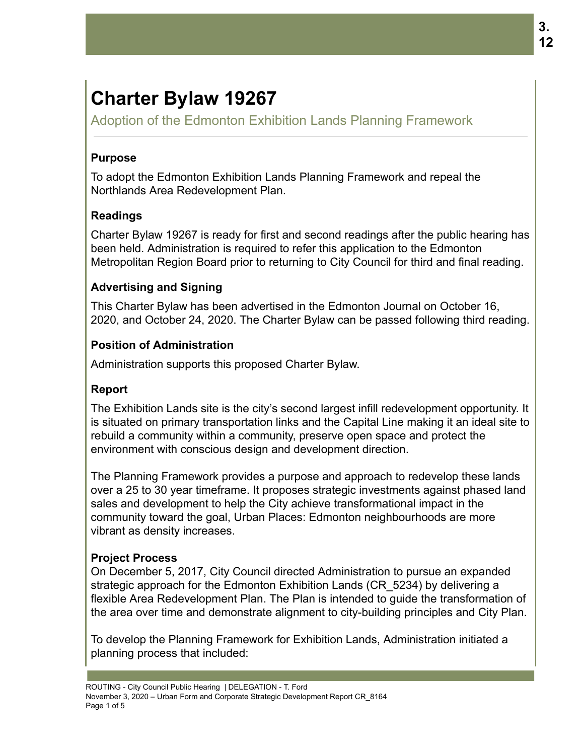# Charter Bylaw 19267

Adoption of the Edmonton Exhibition Lands Planning Framework

### Purpose

To adopt the Edmonton Exhibition Lands Planning Framework and repeal the Northlands Area Redevelopment Plan.

### Readings

Charter Bylaw 19267 is ready for first and second readings after the public hearing has been held. Administration is required to refer this application to the Edmonton Metropolitan Region Board prior to returning to City Council for third and final reading.

### Advertising and Signing

This Charter Bylaw has been advertised in the Edmonton Journal on October 16, 2020, and October 24, 2020. The Charter Bylaw can be passed following third reading.

### Position of Administration

Administration supports this proposed Charter Bylaw.

### Report

The Exhibition Lands site is the city's second largest infill redevelopment opportunity. It is situated on primary transportation links and the Capital Line making it an ideal site to rebuild a community within a community, preserve open space and protect the environment with conscious design and development direction.

The Planning Framework provides a purpose and approach to redevelop these lands over a 25 to 30 year timeframe. It proposes strategic investments against phased land sales and development to help the City achieve transformational impact in the community toward the goal, Urban Places: Edmonton neighbourhoods are more vibrant as density increases.

### Project Process

On December 5, 2017, City Council directed Administration to pursue an expanded strategic approach for the Edmonton Exhibition Lands (CR_5234) by delivering a flexible Area Redevelopment Plan. The Plan is intended to guide the transformation of the area over time and demonstrate alignment to city-building principles and City Plan.

To develop the Planning Framework for Exhibition Lands, Administration initiated a planning process that included: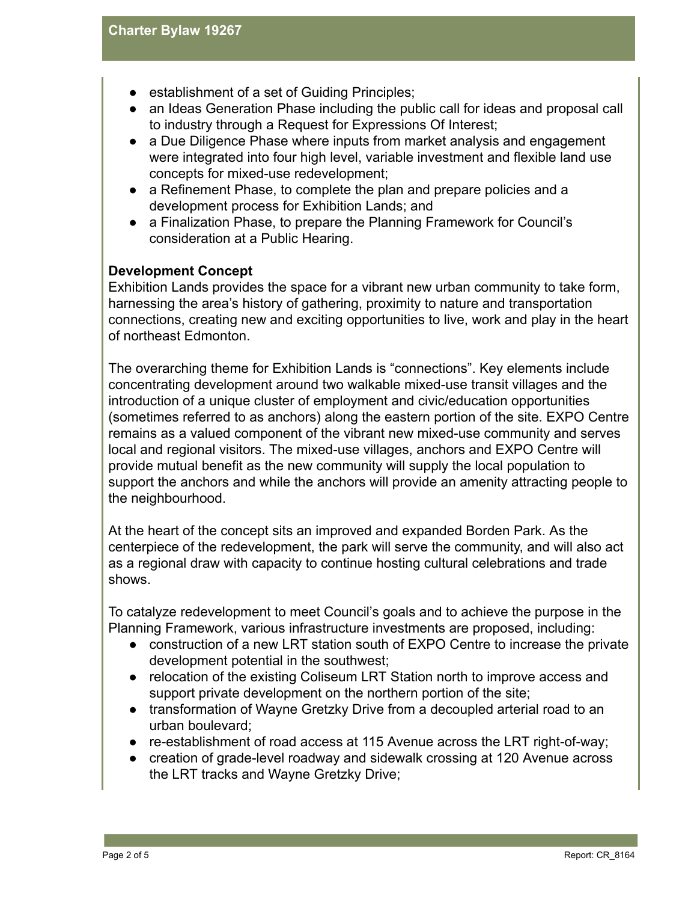- establishment of a set of Guiding Principles;
- an Ideas Generation Phase including the public call for ideas and proposal call to industry through a Request for Expressions Of Interest;
- a Due Diligence Phase where inputs from market analysis and engagement were integrated into four high level, variable investment and flexible land use concepts for mixed-use redevelopment;
- a Refinement Phase, to complete the plan and prepare policies and a development process for Exhibition Lands; and
- a Finalization Phase, to prepare the Planning Framework for Council's consideration at a Public Hearing.

**Development Concept**

Exhibition Lands provides the space for a vibrant new urban community to take form, harnessing the area's history of gathering, proximity to nature and transportation connections, creating new and exciting opportunities to live, work and play in the heart of northeast Edmonton.

The overarching theme for Exhibition Lands is "connections". Key elements include concentrating development around two walkable mixed-use transit villages and the introduction of a unique cluster of employment and civic/education opportunities (sometimes referred to as anchors) along the eastern portion of the site. EXPO Centre remains as a valued component of the vibrant new mixed-use community and serves local and regional visitors. The mixed-use villages, anchors and EXPO Centre will provide mutual benefit as the new community will supply the local population to support the anchors and while the anchors will provide an amenity attracting people to the neighbourhood.

At the heart of the concept sits an improved and expanded Borden Park. As the centerpiece of the redevelopment, the park will serve the community, and will also act as a regional draw with capacity to continue hosting cultural celebrations and trade shows.

To catalyze redevelopment to meet Council's goals and to achieve the purpose in the Planning Framework, various infrastructure investments are proposed, including:

- construction of a new LRT station south of EXPO Centre to increase the private development potential in the southwest;
- relocation of the existing Coliseum LRT Station north to improve access and support private development on the northern portion of the site;
- transformation of Wayne Gretzky Drive from a decoupled arterial road to an urban boulevard;
- re-establishment of road access at 115 Avenue across the LRT right-of-way;
- creation of grade-level roadway and sidewalk crossing at 120 Avenue across the LRT tracks and Wayne Gretzky Drive;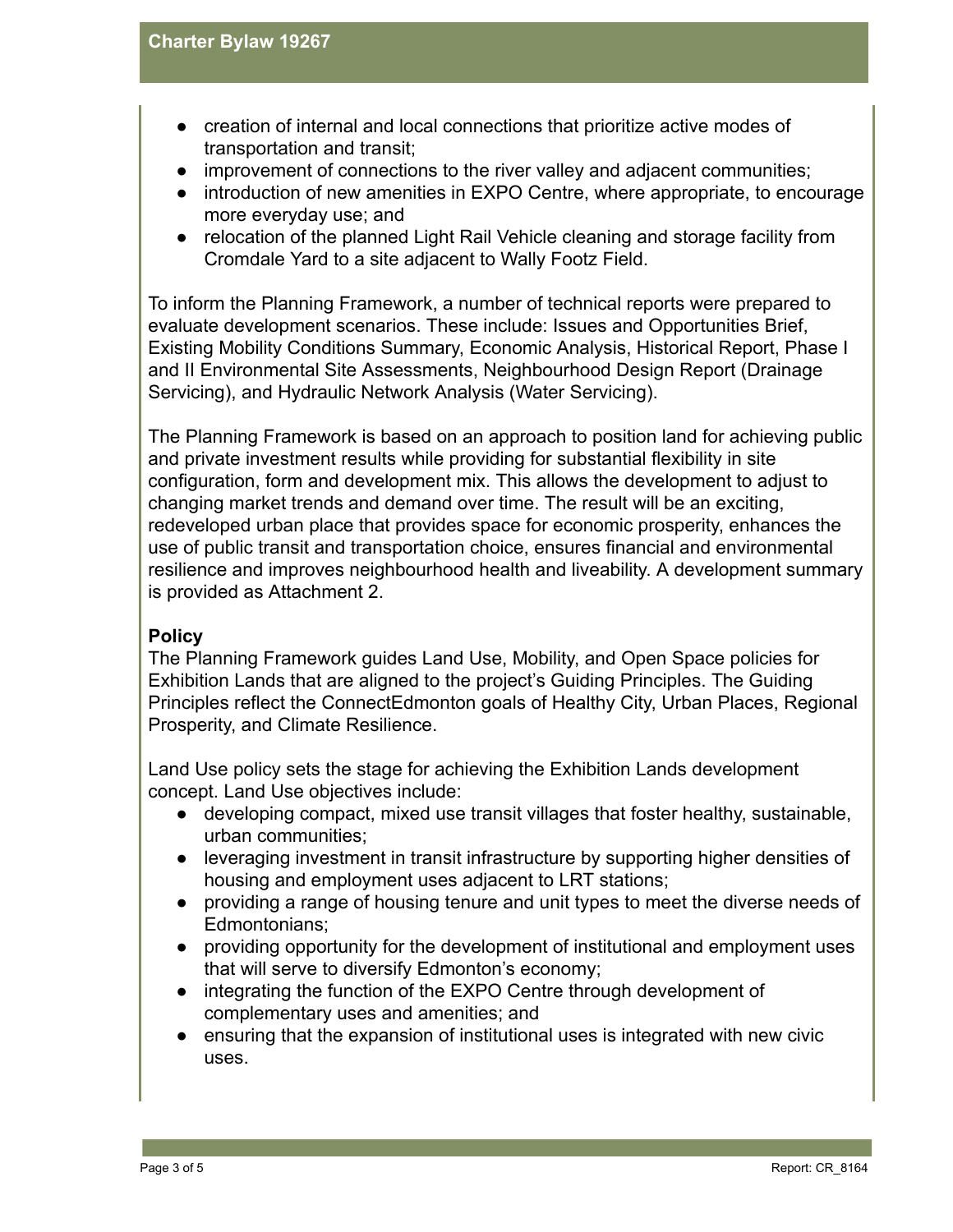- creation of internal and local connections that prioritize active modes of transportation and transit;
- improvement of connections to the river valley and adjacent communities;
- introduction of new amenities in EXPO Centre, where appropriate, to encourage more everyday use; and
- relocation of the planned Light Rail Vehicle cleaning and storage facility from Cromdale Yard to a site adjacent to Wally Footz Field.

To inform the Planning Framework, a number of technical reports were prepared to evaluate development scenarios. These include: Issues and Opportunities Brief, Existing Mobility Conditions Summary, Economic Analysis, Historical Report, Phase I and II Environmental Site Assessments, Neighbourhood Design Report (Drainage Servicing), and Hydraulic Network Analysis (Water Servicing).

The Planning Framework is based on an approach to position land for achieving public and private investment results while providing for substantial flexibility in site configuration, form and development mix. This allows the development to adjust to changing market trends and demand over time. The result will be an exciting, redeveloped urban place that provides space for economic prosperity, enhances the use of public transit and transportation choice, ensures financial and environmental resilience and improves neighbourhood health and liveability. A development summary is provided as Attachment 2.

**Policy**

The Planning Framework guides Land Use, Mobility, and Open Space policies for Exhibition Lands that are aligned to the project's Guiding Principles. The Guiding Principles reflect the ConnectEdmonton goals of Healthy City, Urban Places, Regional Prosperity, and Climate Resilience.

Land Use policy sets the stage for achieving the Exhibition Lands development concept. Land Use objectives include:

- developing compact, mixed use transit villages that foster healthy, sustainable, urban communities;
- leveraging investment in transit infrastructure by supporting higher densities of housing and employment uses adjacent to LRT stations;
- providing a range of housing tenure and unit types to meet the diverse needs of Edmontonians;
- providing opportunity for the development of institutional and employment uses that will serve to diversify Edmonton's economy;
- integrating the function of the EXPO Centre through development of complementary uses and amenities; and
- ensuring that the expansion of institutional uses is integrated with new civic uses.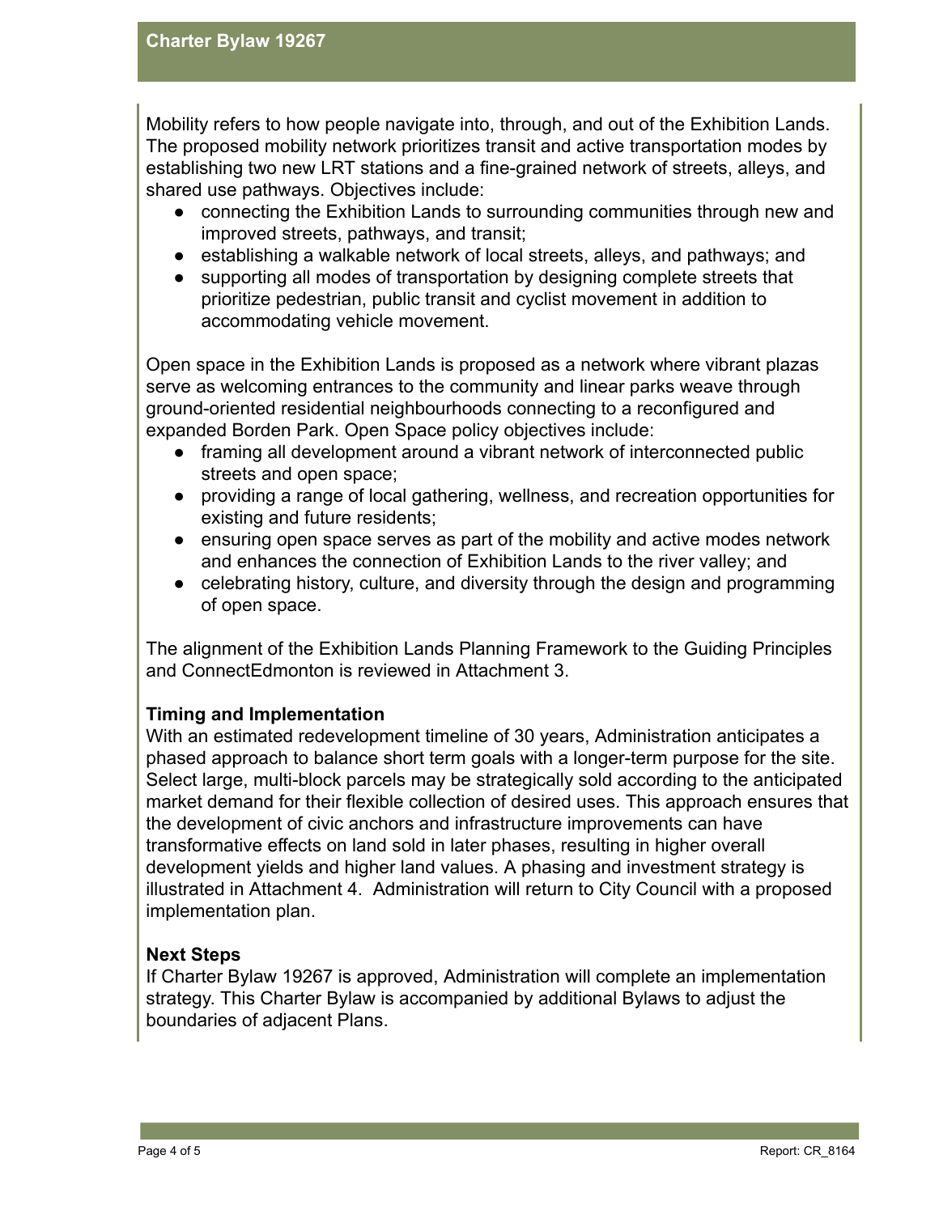Mobility refers to how people navigate into, through, and out of the Exhibition Lands. The proposed mobility network prioritizes transit and active transportation modes by establishing two new LRT stations and a fine-grained network of streets, alleys, and shared use pathways. Objectives include:

- connecting the Exhibition Lands to surrounding communities through new and improved streets, pathways, and transit;
- establishing a walkable network of local streets, alleys, and pathways; and
- supporting all modes of transportation by designing complete streets that prioritize pedestrian, public transit and cyclist movement in addition to accommodating vehicle movement.

Open space in the Exhibition Lands is proposed as a network where vibrant plazas serve as welcoming entrances to the community and linear parks weave through ground-oriented residential neighbourhoods connecting to a reconfigured and expanded Borden Park. Open Space policy objectives include:

- framing all development around a vibrant network of interconnected public streets and open space;
- providing a range of local gathering, wellness, and recreation opportunities for existing and future residents;
- ensuring open space serves as part of the mobility and active modes network and enhances the connection of Exhibition Lands to the river valley; and
- celebrating history, culture, and diversity through the design and programming of open space.

The alignment of the Exhibition Lands Planning Framework to the Guiding Principles and ConnectEdmonton is reviewed in Attachment 3.

**Timing and Implementation**

With an estimated redevelopment timeline of 30 years, Administration anticipates a phased approach to balance short term goals with a longer-term purpose for the site. Select large, multi-block parcels may be strategically sold according to the anticipated market demand for their flexible collection of desired uses. This approach ensures that the development of civic anchors and infrastructure improvements can have transformative effects on land sold in later phases, resulting in higher overall development yields and higher land values. A phasing and investment strategy is illustrated in Attachment 4. Administration will return to City Council with a proposed implementation plan.

**Next Steps**

If Charter Bylaw 19267 is approved, Administration will complete an implementation strategy. This Charter Bylaw is accompanied by additional Bylaws to adjust the boundaries of adjacent Plans.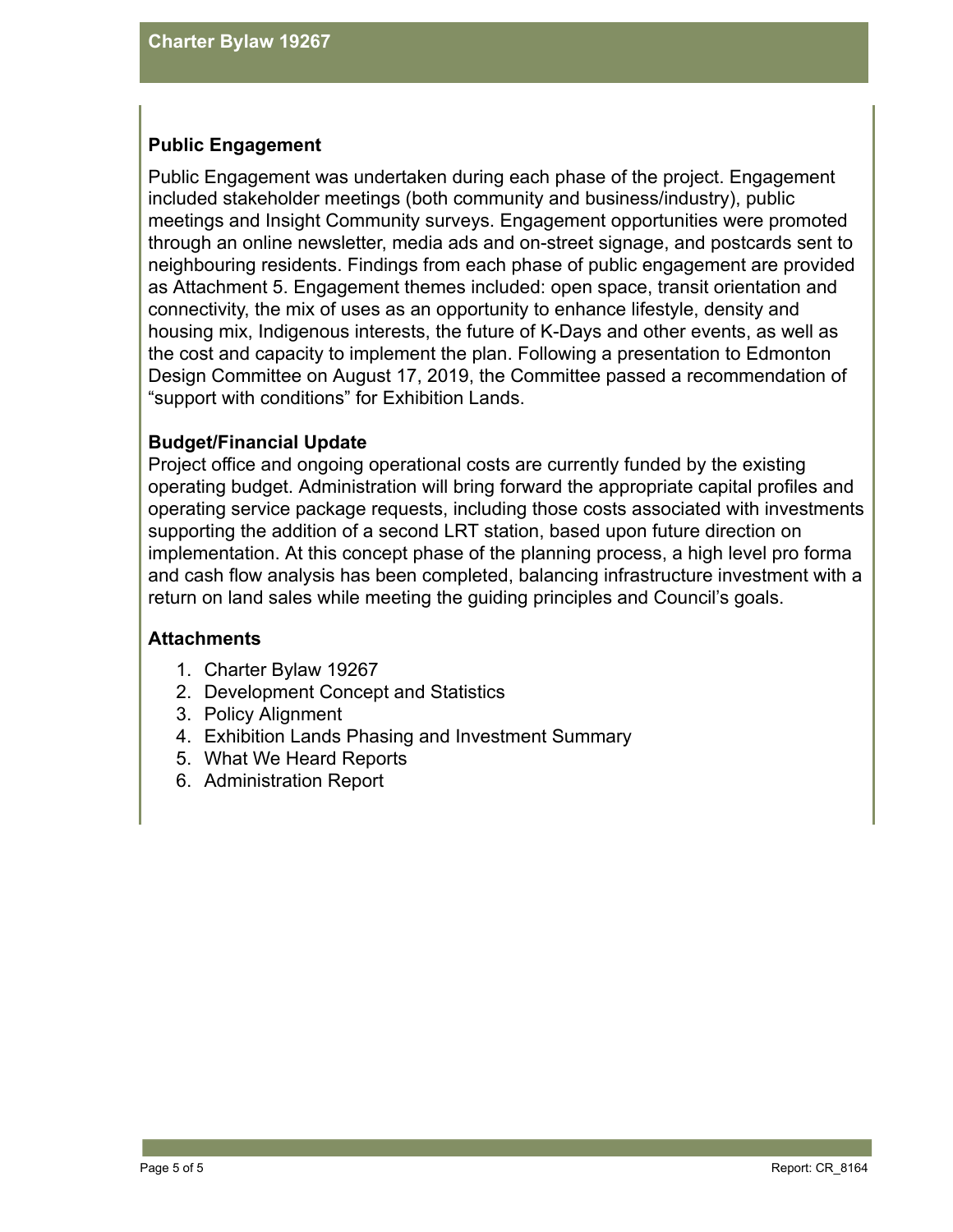## Public Engagement

Public Engagement was undertaken during each phase of the project. Engagement included stakeholder meetings (both community and business/industry), public meetings and Insight Community surveys. Engagement opportunities were promoted through an online newsletter, media ads and on-street signage, and postcards sent to neighbouring residents. Findings from each phase of public engagement are provided as Attachment 5. Engagement themes included: open space, transit orientation and connectivity, the mix of uses as an opportunity to enhance lifestyle, density and housing mix, Indigenous interests, the future of K-Days and other events, as well as the cost and capacity to implement the plan. Following a presentation to Edmonton Design Committee on August 17, 2019, the Committee passed a recommendation of "support with conditions" for Exhibition Lands.

## Budget/Financial Update

Project office and ongoing operational costs are currently funded by the existing operating budget. Administration will bring forward the appropriate capital profiles and operating service package requests, including those costs associated with investments supporting the addition of a second LRT station, based upon future direction on implementation. At this concept phase of the planning process, a high level pro forma and cash flow analysis has been completed, balancing infrastructure investment with a return on land sales while meeting the guiding principles and Council's goals.

## Attachments

1. Charter Bylaw 19267
2. Development Concept and Statistics
3. Policy Alignment
4. Exhibition Lands Phasing and Investment Summary
5. What We Heard Reports
6. Administration Report